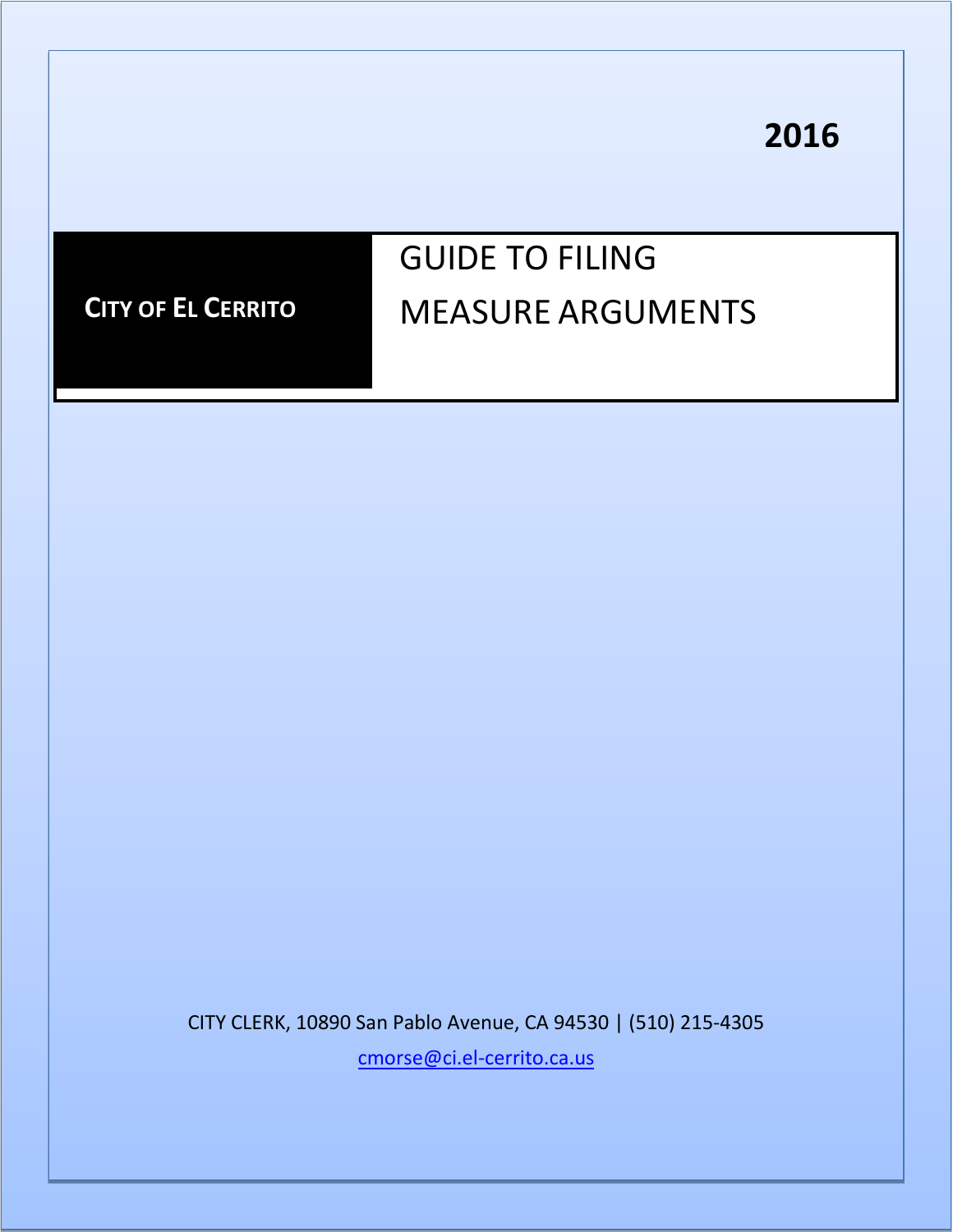**2016**

**CITY OF EL CERRITO**

# GUIDE TO FILING MEASURE ARGUMENTS

CITY CLERK, 10890 San Pablo Avenue, CA 94530 | (510) 215-4305

cmorse@ci.el-cerrito.ca.us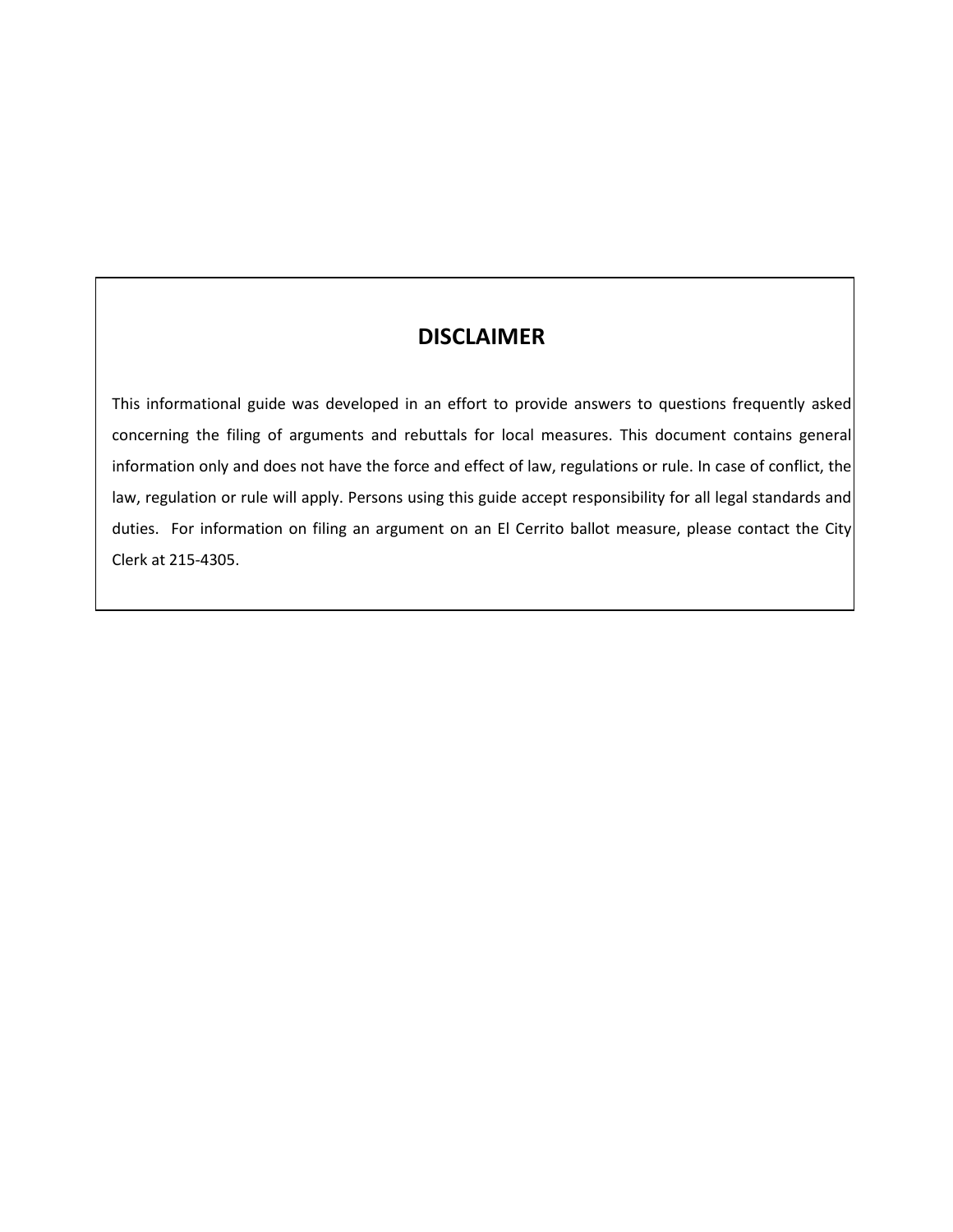## DISCLAIMER

This informational guide was developed in an effort to provide answers to questions frequently asked concerning the filing of arguments and rebuttals for local measures. This document contains general information only and does not have the force and effect of law, regulations or rule. In case of conflict, the law, regulation or rule will apply. Persons using this guide accept responsibility for all legal standards and duties. For information on filing an argument on an El Cerrito ballot measure, please contact the City Clerk at 215-4305.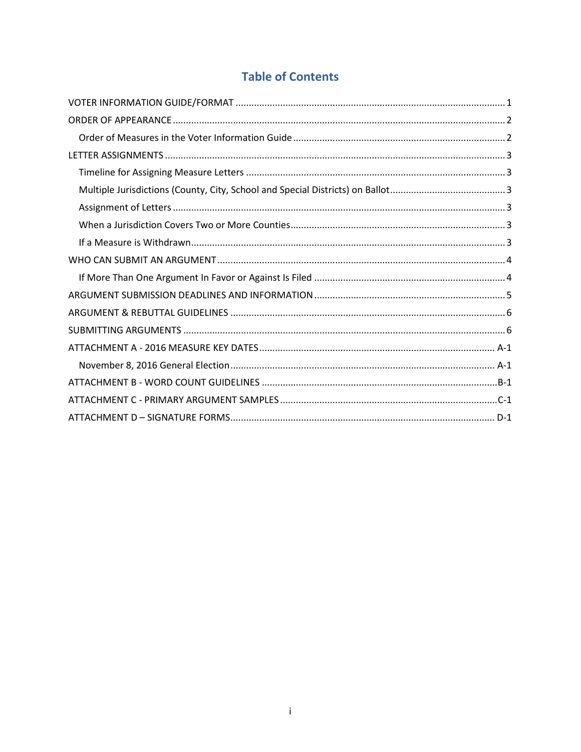# Table of Contents

VOTER INFORMATION GUIDE/FORMAT ........................................................................................................ 1

ORDER OF APPEARANCE ............................................................................................................................. 2

Order of Measures in the Voter Information Guide .................................................................................. 2

LETTER ASSIGNMENTS ................................................................................................................................ 3

Timeline for Assigning Measure Letters .................................................................................................. 3

Multiple Jurisdictions (County, City, School and Special Districts) on Ballot ........................................... 3

Assignment of Letters .............................................................................................................................. 3

When a Jurisdiction Covers Two or More Counties .................................................................................. 3

If a Measure is Withdrawn........................................................................................................................ 3

WHO CAN SUBMIT AN ARGUMENT ............................................................................................................ 4

If More Than One Argument In Favor or Against Is Filed ......................................................................... 4

ARGUMENT SUBMISSION DEADLINES AND INFORMATION ........................................................................ 5

ARGUMENT & REBUTTAL GUIDELINES ........................................................................................................ 6

SUBMITTING ARGUMENTS ......................................................................................................................... 6

ATTACHMENT A - 2016 MEASURE KEY DATES .......................................................................................... A-1

November 8, 2016 General Election ..................................................................................................... A-1

ATTACHMENT B - WORD COUNT GUIDELINES ..........................................................................................B-1

ATTACHMENT C - PRIMARY ARGUMENT SAMPLES ...................................................................................C-1

ATTACHMENT D – SIGNATURE FORMS..................................................................................................... D-1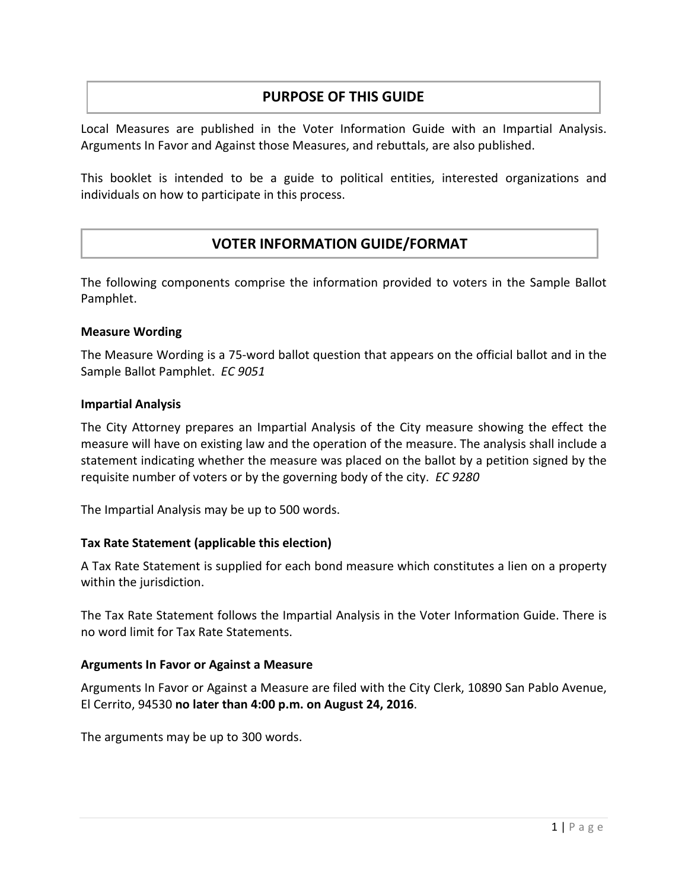## PURPOSE OF THIS GUIDE

Local Measures are published in the Voter Information Guide with an Impartial Analysis. Arguments In Favor and Against those Measures, and rebuttals, are also published.

This booklet is intended to be a guide to political entities, interested organizations and individuals on how to participate in this process.

## VOTER INFORMATION GUIDE/FORMAT

The following components comprise the information provided to voters in the Sample Ballot Pamphlet.

### Measure Wording

The Measure Wording is a 75-word ballot question that appears on the official ballot and in the Sample Ballot Pamphlet. *EC 9051*

### Impartial Analysis

The City Attorney prepares an Impartial Analysis of the City measure showing the effect the measure will have on existing law and the operation of the measure. The analysis shall include a statement indicating whether the measure was placed on the ballot by a petition signed by the requisite number of voters or by the governing body of the city. *EC 9280*

The Impartial Analysis may be up to 500 words.

### Tax Rate Statement (applicable this election)

A Tax Rate Statement is supplied for each bond measure which constitutes a lien on a property within the jurisdiction.

The Tax Rate Statement follows the Impartial Analysis in the Voter Information Guide. There is no word limit for Tax Rate Statements.

### Arguments In Favor or Against a Measure

Arguments In Favor or Against a Measure are filed with the City Clerk, 10890 San Pablo Avenue, El Cerrito, 94530 **no later than 4:00 p.m. on August 24, 2016**.

The arguments may be up to 300 words.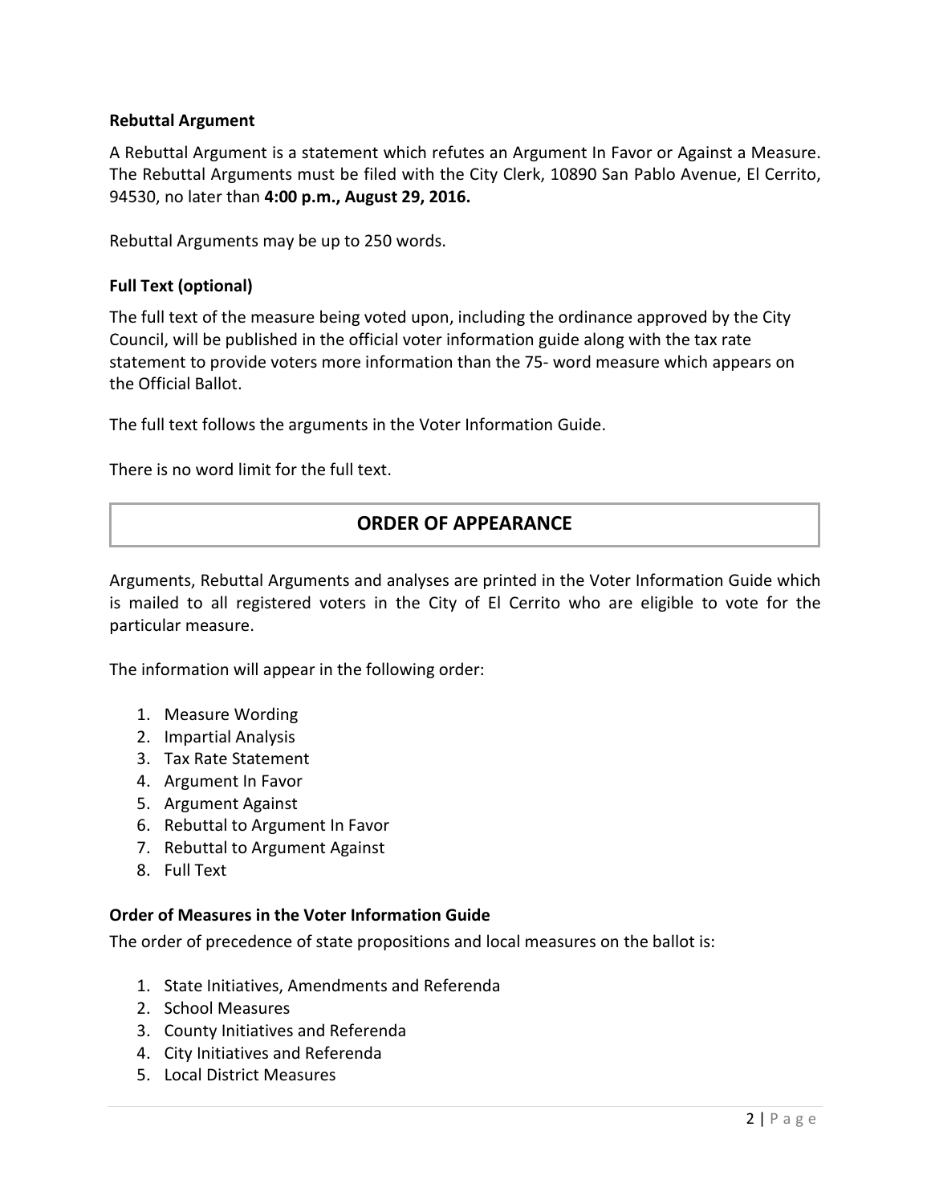### Rebuttal Argument

A Rebuttal Argument is a statement which refutes an Argument In Favor or Against a Measure. The Rebuttal Arguments must be filed with the City Clerk, 10890 San Pablo Avenue, El Cerrito, 94530, no later than **4:00 p.m., August 29, 2016.**

Rebuttal Arguments may be up to 250 words.

### Full Text (optional)

The full text of the measure being voted upon, including the ordinance approved by the City Council, will be published in the official voter information guide along with the tax rate statement to provide voters more information than the 75- word measure which appears on the Official Ballot.

The full text follows the arguments in the Voter Information Guide.

There is no word limit for the full text.

## ORDER OF APPEARANCE

Arguments, Rebuttal Arguments and analyses are printed in the Voter Information Guide which is mailed to all registered voters in the City of El Cerrito who are eligible to vote for the particular measure.

The information will appear in the following order:

1. Measure Wording
2. Impartial Analysis
3. Tax Rate Statement
4. Argument In Favor
5. Argument Against
6. Rebuttal to Argument In Favor
7. Rebuttal to Argument Against
8. Full Text

### Order of Measures in the Voter Information Guide

The order of precedence of state propositions and local measures on the ballot is:

1. State Initiatives, Amendments and Referenda
2. School Measures
3. County Initiatives and Referenda
4. City Initiatives and Referenda
5. Local District Measures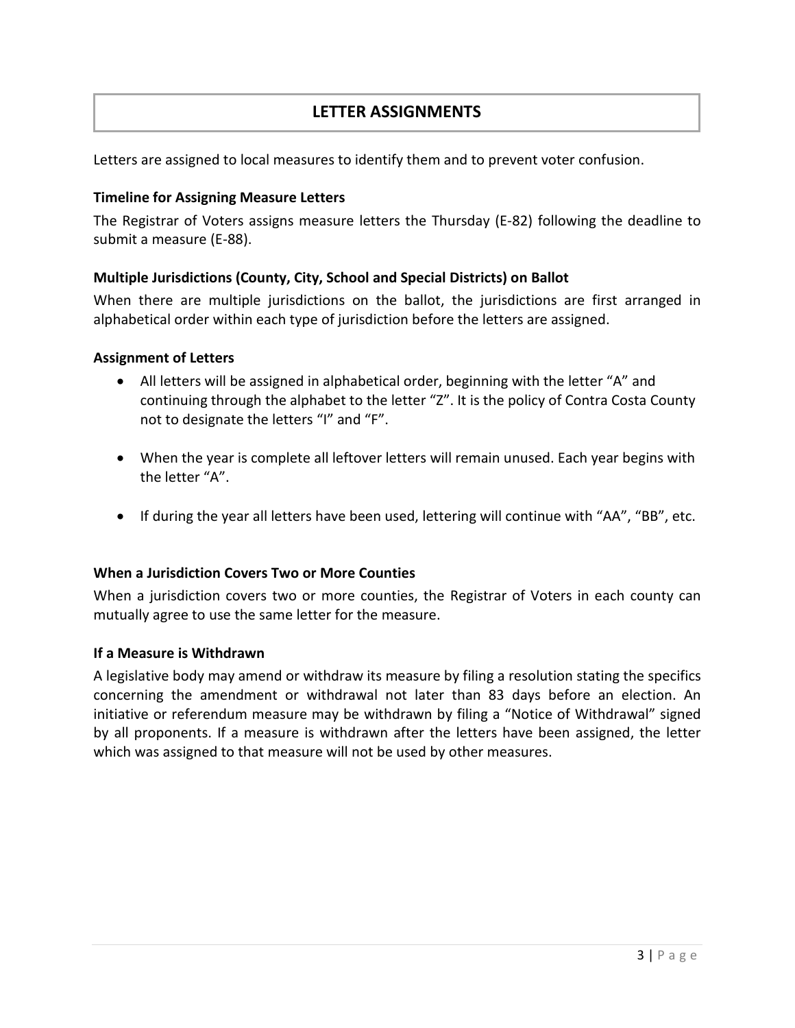## LETTER ASSIGNMENTS

Letters are assigned to local measures to identify them and to prevent voter confusion.

**Timeline for Assigning Measure Letters**

The Registrar of Voters assigns measure letters the Thursday (E-82) following the deadline to submit a measure (E-88).

**Multiple Jurisdictions (County, City, School and Special Districts) on Ballot**

When there are multiple jurisdictions on the ballot, the jurisdictions are first arranged in alphabetical order within each type of jurisdiction before the letters are assigned.

**Assignment of Letters**

- All letters will be assigned in alphabetical order, beginning with the letter "A" and continuing through the alphabet to the letter "Z". It is the policy of Contra Costa County not to designate the letters "I" and "F".
- When the year is complete all leftover letters will remain unused. Each year begins with the letter "A".
- If during the year all letters have been used, lettering will continue with "AA", "BB", etc.

**When a Jurisdiction Covers Two or More Counties**

When a jurisdiction covers two or more counties, the Registrar of Voters in each county can mutually agree to use the same letter for the measure.

**If a Measure is Withdrawn**

A legislative body may amend or withdraw its measure by filing a resolution stating the specifics concerning the amendment or withdrawal not later than 83 days before an election. An initiative or referendum measure may be withdrawn by filing a "Notice of Withdrawal" signed by all proponents. If a measure is withdrawn after the letters have been assigned, the letter which was assigned to that measure will not be used by other measures.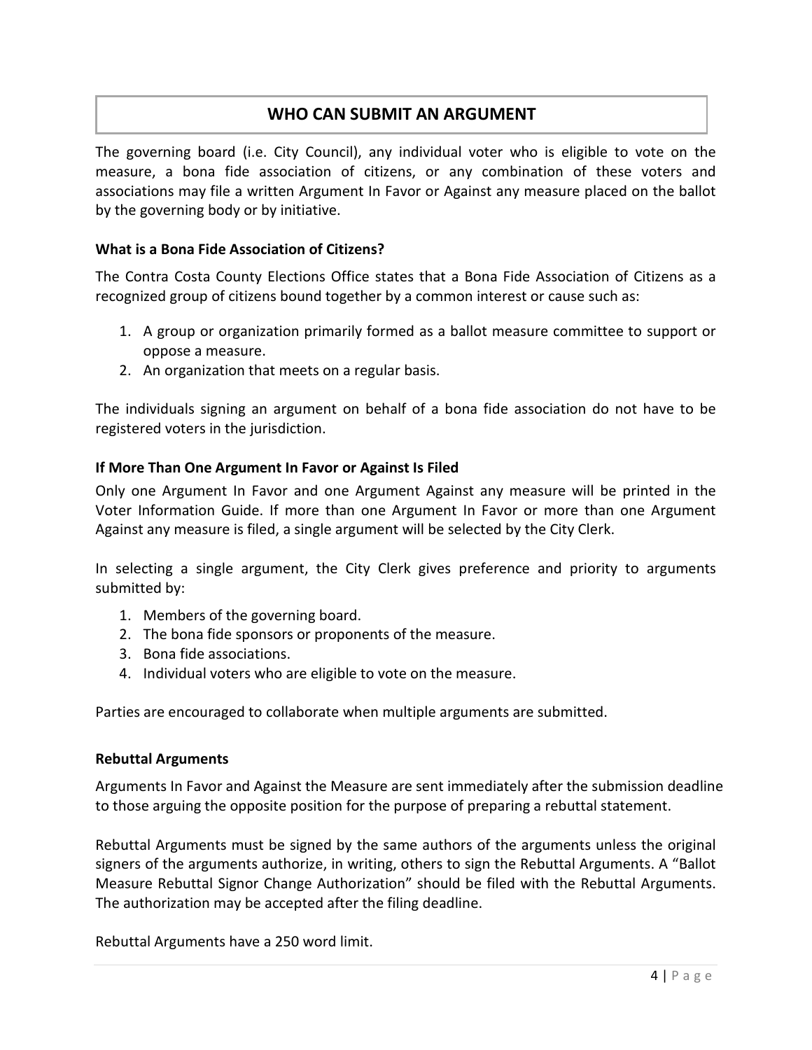## WHO CAN SUBMIT AN ARGUMENT

The governing board (i.e. City Council), any individual voter who is eligible to vote on the measure, a bona fide association of citizens, or any combination of these voters and associations may file a written Argument In Favor or Against any measure placed on the ballot by the governing body or by initiative.

### What is a Bona Fide Association of Citizens?

The Contra Costa County Elections Office states that a Bona Fide Association of Citizens as a recognized group of citizens bound together by a common interest or cause such as:

1. A group or organization primarily formed as a ballot measure committee to support or oppose a measure.
2. An organization that meets on a regular basis.

The individuals signing an argument on behalf of a bona fide association do not have to be registered voters in the jurisdiction.

### If More Than One Argument In Favor or Against Is Filed

Only one Argument In Favor and one Argument Against any measure will be printed in the Voter Information Guide. If more than one Argument In Favor or more than one Argument Against any measure is filed, a single argument will be selected by the City Clerk.

In selecting a single argument, the City Clerk gives preference and priority to arguments submitted by:

1. Members of the governing board.
2. The bona fide sponsors or proponents of the measure.
3. Bona fide associations.
4. Individual voters who are eligible to vote on the measure.

Parties are encouraged to collaborate when multiple arguments are submitted.

### Rebuttal Arguments

Arguments In Favor and Against the Measure are sent immediately after the submission deadline to those arguing the opposite position for the purpose of preparing a rebuttal statement.

Rebuttal Arguments must be signed by the same authors of the arguments unless the original signers of the arguments authorize, in writing, others to sign the Rebuttal Arguments. A "Ballot Measure Rebuttal Signor Change Authorization" should be filed with the Rebuttal Arguments. The authorization may be accepted after the filing deadline.

Rebuttal Arguments have a 250 word limit.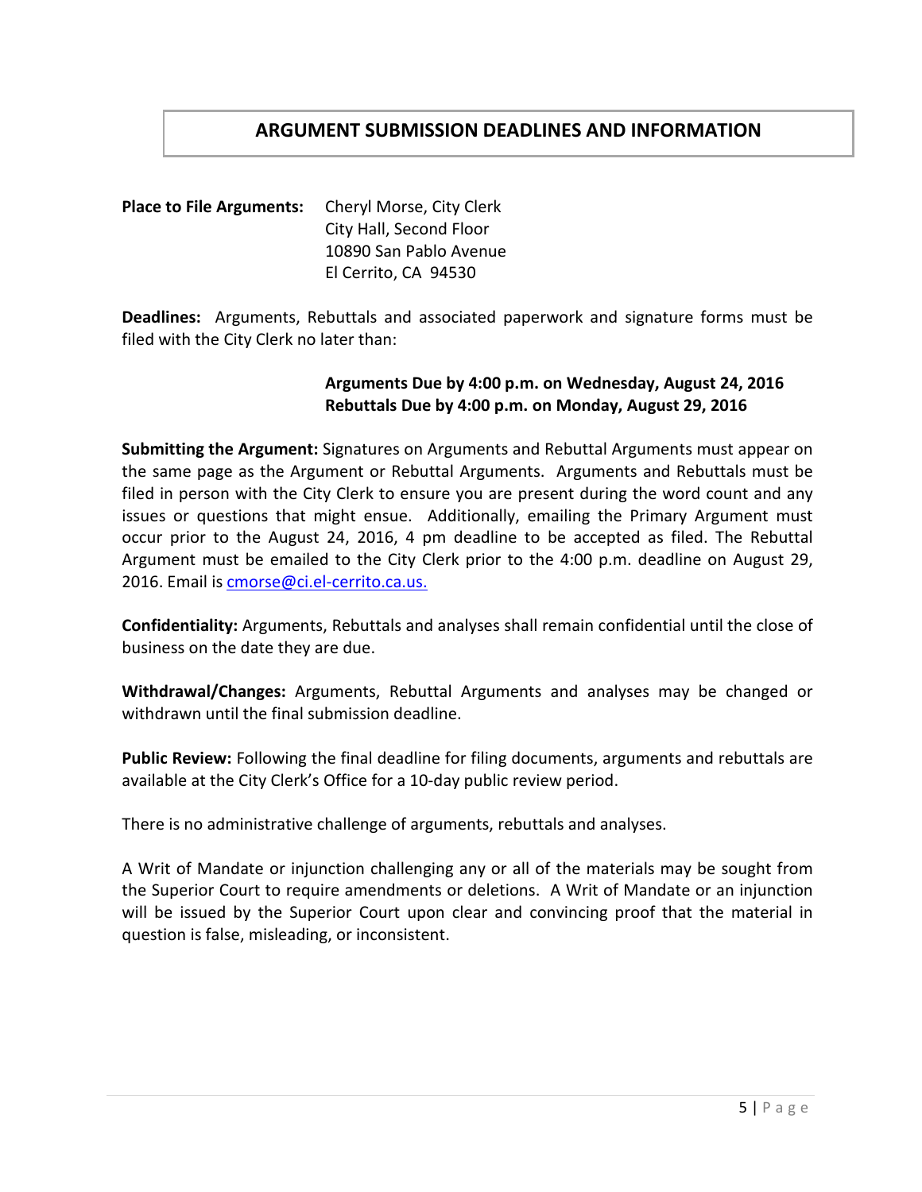## ARGUMENT SUBMISSION DEADLINES AND INFORMATION

**Place to File Arguments:** Cheryl Morse, City Clerk
City Hall, Second Floor
10890 San Pablo Avenue
El Cerrito, CA 94530

**Deadlines:** Arguments, Rebuttals and associated paperwork and signature forms must be filed with the City Clerk no later than:

**Arguments Due by 4:00 p.m. on Wednesday, August 24, 2016**
**Rebuttals Due by 4:00 p.m. on Monday, August 29, 2016**

**Submitting the Argument:** Signatures on Arguments and Rebuttal Arguments must appear on the same page as the Argument or Rebuttal Arguments. Arguments and Rebuttals must be filed in person with the City Clerk to ensure you are present during the word count and any issues or questions that might ensue. Additionally, emailing the Primary Argument must occur prior to the August 24, 2016, 4 pm deadline to be accepted as filed. The Rebuttal Argument must be emailed to the City Clerk prior to the 4:00 p.m. deadline on August 29, 2016. Email is cmorse@ci.el-cerrito.ca.us.

**Confidentiality:** Arguments, Rebuttals and analyses shall remain confidential until the close of business on the date they are due.

**Withdrawal/Changes:** Arguments, Rebuttal Arguments and analyses may be changed or withdrawn until the final submission deadline.

**Public Review:** Following the final deadline for filing documents, arguments and rebuttals are available at the City Clerk's Office for a 10-day public review period.

There is no administrative challenge of arguments, rebuttals and analyses.

A Writ of Mandate or injunction challenging any or all of the materials may be sought from the Superior Court to require amendments or deletions. A Writ of Mandate or an injunction will be issued by the Superior Court upon clear and convincing proof that the material in question is false, misleading, or inconsistent.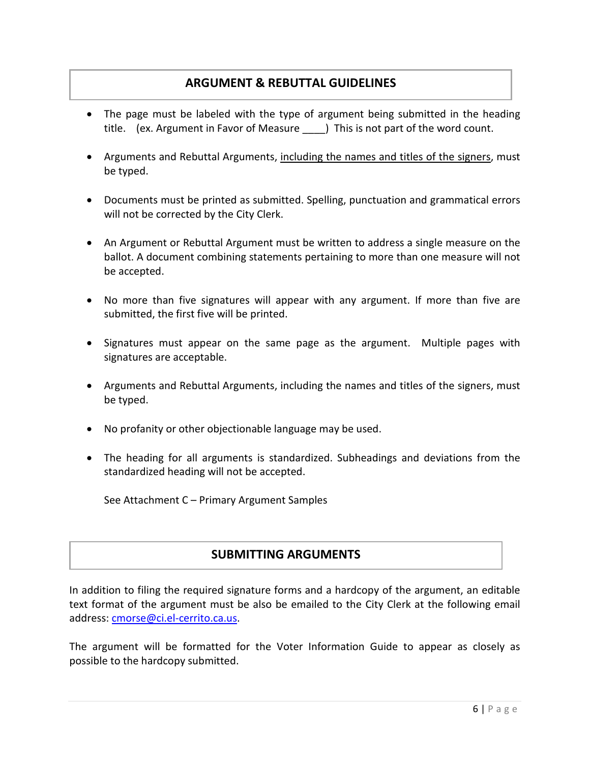## ARGUMENT & REBUTTAL GUIDELINES

- The page must be labeled with the type of argument being submitted in the heading title. (ex. Argument in Favor of Measure ____) This is not part of the word count.
- Arguments and Rebuttal Arguments, <u>including the names and titles of the signers</u>, must be typed.
- Documents must be printed as submitted. Spelling, punctuation and grammatical errors will not be corrected by the City Clerk.
- An Argument or Rebuttal Argument must be written to address a single measure on the ballot. A document combining statements pertaining to more than one measure will not be accepted.
- No more than five signatures will appear with any argument. If more than five are submitted, the first five will be printed.
- Signatures must appear on the same page as the argument. Multiple pages with signatures are acceptable.
- Arguments and Rebuttal Arguments, including the names and titles of the signers, must be typed.
- No profanity or other objectionable language may be used.
- The heading for all arguments is standardized. Subheadings and deviations from the standardized heading will not be accepted.

  See Attachment C – Primary Argument Samples

## SUBMITTING ARGUMENTS

In addition to filing the required signature forms and a hardcopy of the argument, an editable text format of the argument must be also be emailed to the City Clerk at the following email address: cmorse@ci.el-cerrito.ca.us.

The argument will be formatted for the Voter Information Guide to appear as closely as possible to the hardcopy submitted.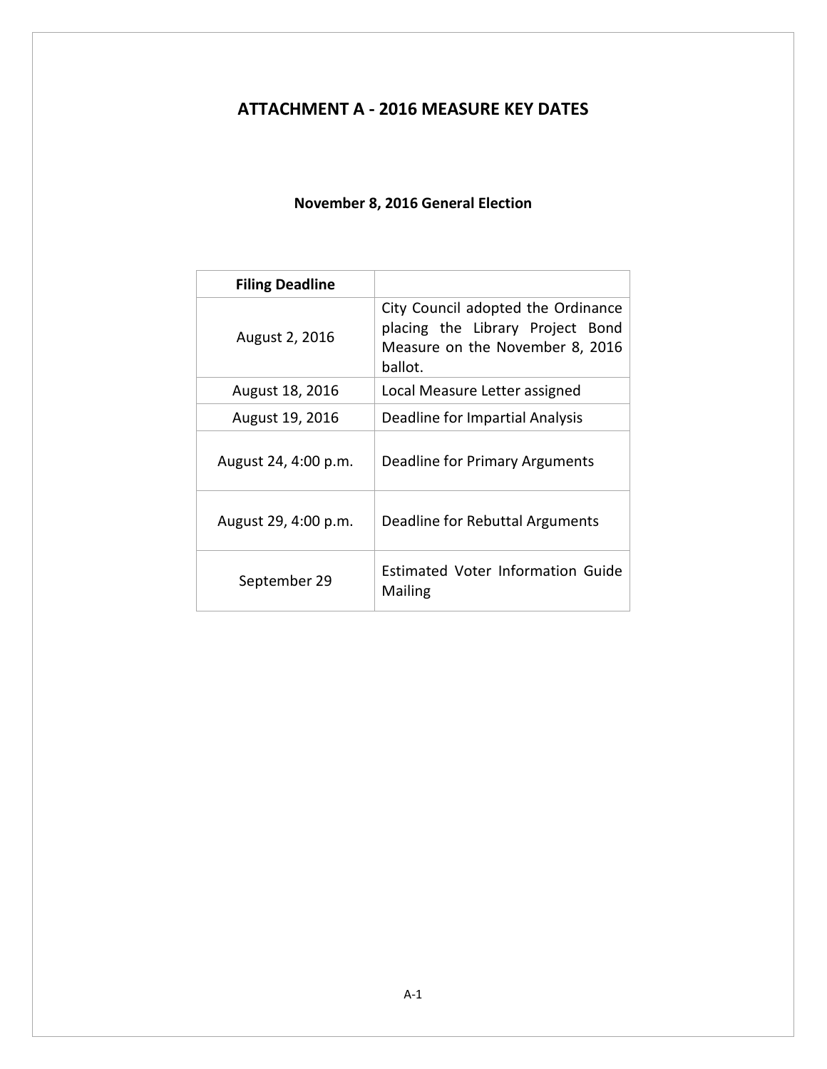# ATTACHMENT A - 2016 MEASURE KEY DATES

### November 8, 2016 General Election

| Filing Deadline | |
|---|---|
| August 2, 2016 | City Council adopted the Ordinance placing the Library Project Bond Measure on the November 8, 2016 ballot. |
| August 18, 2016 | Local Measure Letter assigned |
| August 19, 2016 | Deadline for Impartial Analysis |
| August 24, 4:00 p.m. | Deadline for Primary Arguments |
| August 29, 4:00 p.m. | Deadline for Rebuttal Arguments |
| September 29 | Estimated Voter Information Guide Mailing |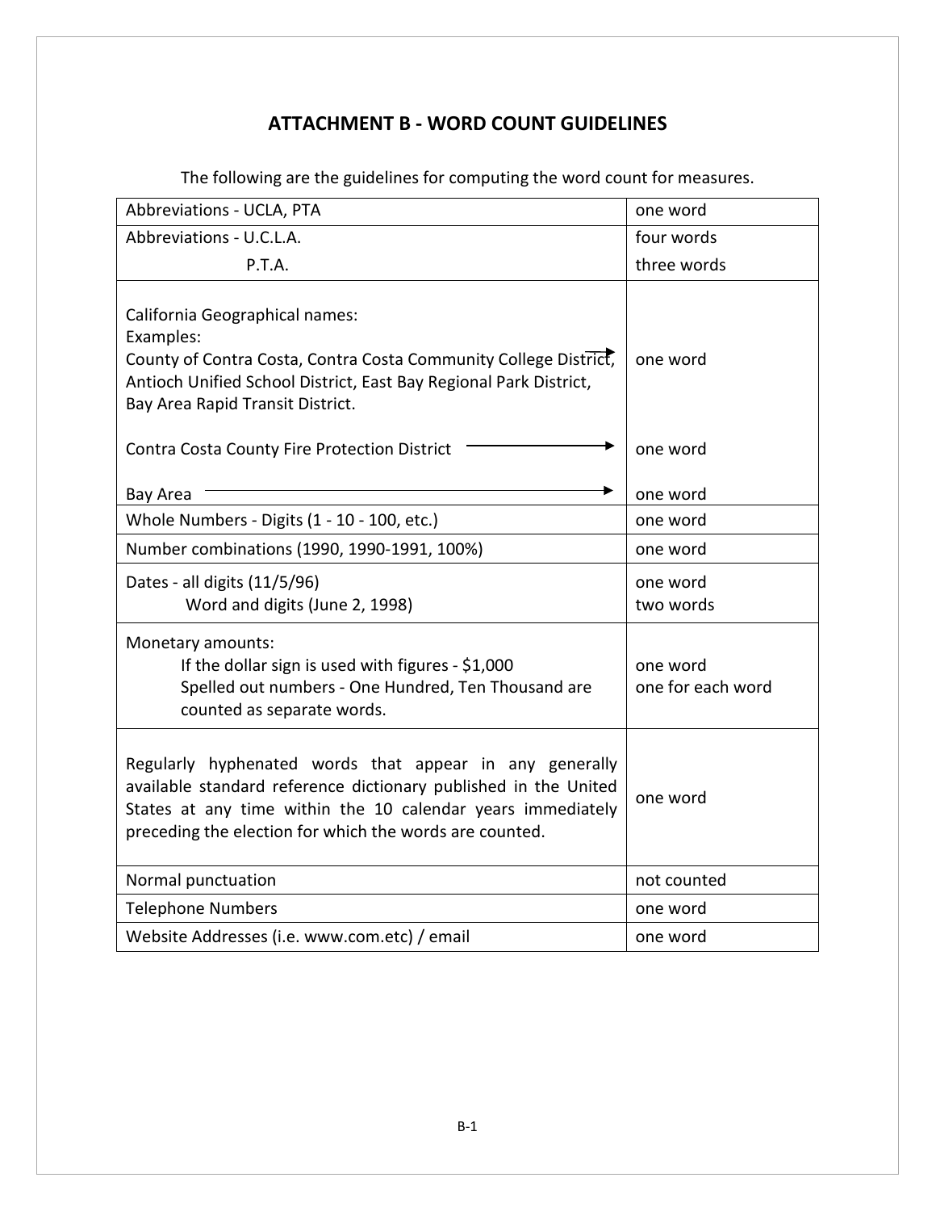# ATTACHMENT B - WORD COUNT GUIDELINES

The following are the guidelines for computing the word count for measures.

| | |
|---|---|
| Abbreviations - UCLA, PTA | one word |
| Abbreviations - U.C.L.A.<br>P.T.A. | four words<br>three words |
| California Geographical names:<br>Examples:<br>County of Contra Costa, Contra Costa Community College District, Antioch Unified School District, East Bay Regional Park District, Bay Area Rapid Transit District.<br><br>Contra Costa County Fire Protection District<br><br>Bay Area | one word<br><br>one word<br><br>one word |
| Whole Numbers - Digits (1 - 10 - 100, etc.) | one word |
| Number combinations (1990, 1990-1991, 100%) | one word |
| Dates - all digits (11/5/96)<br>Word and digits (June 2, 1998) | one word<br>two words |
| Monetary amounts:<br>If the dollar sign is used with figures - $1,000<br>Spelled out numbers - One Hundred, Ten Thousand are counted as separate words. | <br>one word<br>one for each word |
| Regularly hyphenated words that appear in any generally available standard reference dictionary published in the United States at any time within the 10 calendar years immediately preceding the election for which the words are counted. | one word |
| Normal punctuation | not counted |
| Telephone Numbers | one word |
| Website Addresses (i.e. www.com.etc) / email | one word |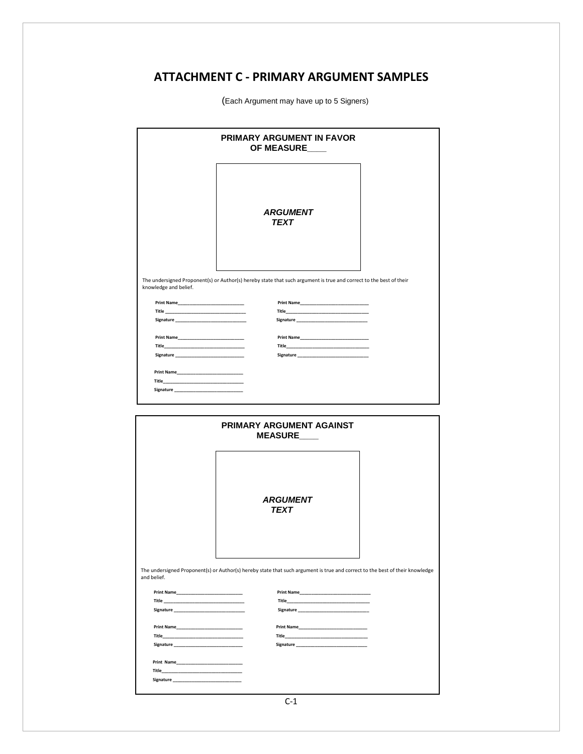# ATTACHMENT C - PRIMARY ARGUMENT SAMPLES

(Each Argument may have up to 5 Signers)

## PRIMARY ARGUMENT IN FAVOR OF MEASURE____

***ARGUMENT TEXT***

The undersigned Proponent(s) or Author(s) hereby state that such argument is true and correct to the best of their knowledge and belief.

Print Name__________________________
Title ______________________________
Signature ___________________________

Print Name__________________________
Title_______________________________
Signature ___________________________

Print Name__________________________
Title_______________________________
Signature ___________________________

Print Name__________________________
Title_______________________________
Signature ___________________________

Print Name__________________________
Title_______________________________
Signature ___________________________

## PRIMARY ARGUMENT AGAINST MEASURE____

***ARGUMENT TEXT***

The undersigned Proponent(s) or Author(s) hereby state that such argument is true and correct to the best of their knowledge and belief.

Print Name__________________________
Title ______________________________
Signature ___________________________

Print Name__________________________
Title_______________________________
Signature ___________________________

Print Name__________________________
Title_______________________________
Signature ___________________________

Print Name__________________________
Title_______________________________
Signature ___________________________

Print Name__________________________
Title_______________________________
Signature ___________________________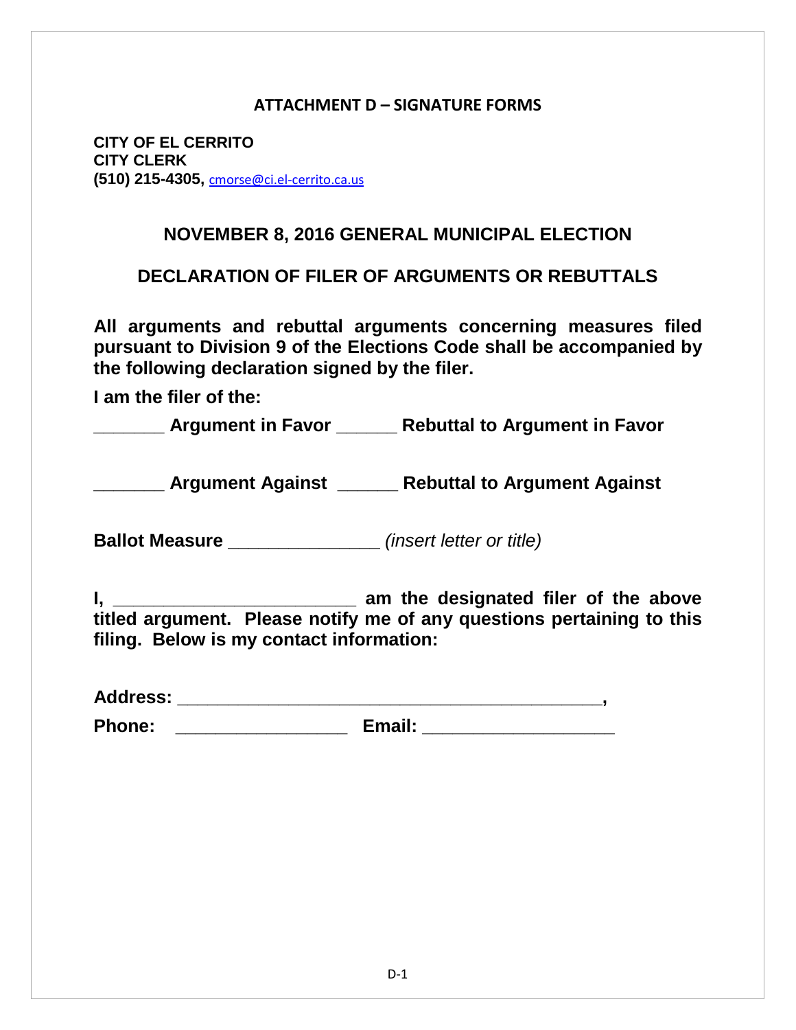**ATTACHMENT D – SIGNATURE FORMS**

**CITY OF EL CERRITO**
**CITY CLERK**
**(510) 215-4305,** cmorse@ci.el-cerrito.ca.us

## NOVEMBER 8, 2016 GENERAL MUNICIPAL ELECTION

## DECLARATION OF FILER OF ARGUMENTS OR REBUTTALS

**All arguments and rebuttal arguments concerning measures filed pursuant to Division 9 of the Elections Code shall be accompanied by the following declaration signed by the filer.**

**I am the filer of the:**

**_______ Argument in Favor ______ Rebuttal to Argument in Favor**

**_______ Argument Against ______ Rebuttal to Argument Against**

**Ballot Measure _______________** *(insert letter or title)*

**I, ________________________ am the designated filer of the above titled argument. Please notify me of any questions pertaining to this filing. Below is my contact information:**

**Address: ___________________________________________,**

**Phone: _________________ Email: ___________________**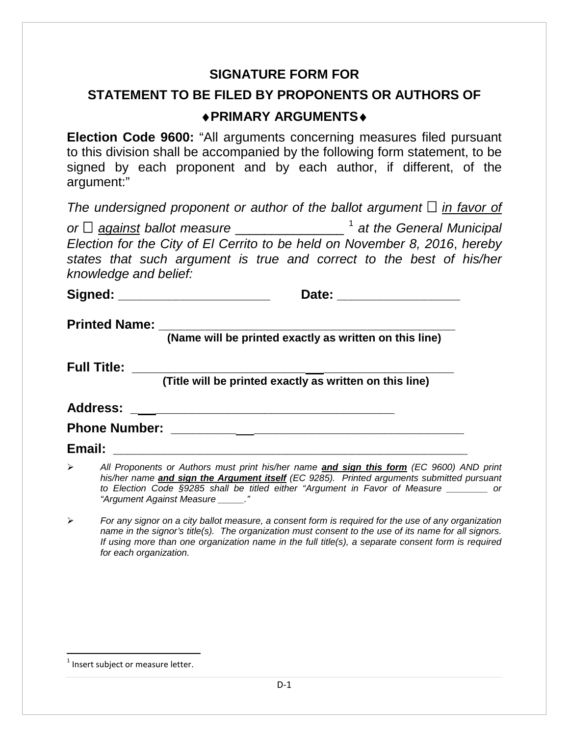## SIGNATURE FORM FOR

## STATEMENT TO BE FILED BY PROPONENTS OR AUTHORS OF

## ♦PRIMARY ARGUMENTS♦

**Election Code 9600:** "All arguments concerning measures filed pursuant to this division shall be accompanied by the following form statement, to be signed by each proponent and by each author, if different, of the argument:"

*The undersigned proponent or author of the ballot argument* ☐ *in favor of or* ☐ *against ballot measure* _______________ [1] *at the General Municipal Election for the City of El Cerrito to be held on November 8, 2016, hereby states that such argument is true and correct to the best of his/her knowledge and belief:*

**Signed:** _____________________ **Date:** _________________

**Printed Name:** ________________________________________
**(Name will be printed exactly as written on this line)**

**Full Title:** ________________________________________
**(Title will be printed exactly as written on this line)**

**Address:** ____________________________________

**Phone Number:** ________________________________

**Email:** ____________________________________________

- *All Proponents or Authors must print his/her name* ***and sign this form*** *(EC 9600) AND print his/her name* ***and sign the Argument itself*** *(EC 9285). Printed arguments submitted pursuant to Election Code §9285 shall be titled either "Argument in Favor of Measure ________ or "Argument Against Measure _____."*

- *For any signor on a city ballot measure, a consent form is required for the use of any organization name in the signor's title(s). The organization must consent to the use of its name for all signors. If using more than one organization name in the full title(s), a separate consent form is required for each organization.*

---

[1] Insert subject or measure letter.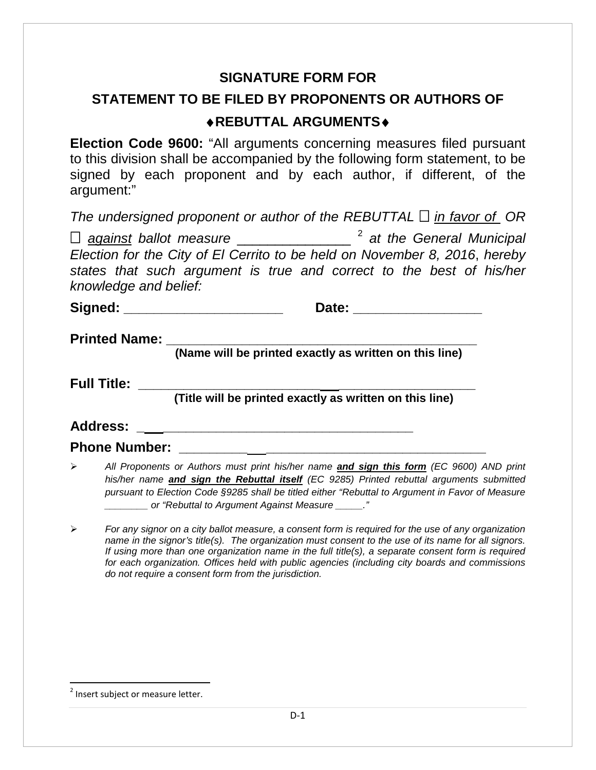## SIGNATURE FORM FOR

## STATEMENT TO BE FILED BY PROPONENTS OR AUTHORS OF

## ♦REBUTTAL ARGUMENTS♦

**Election Code 9600:** "All arguments concerning measures filed pursuant to this division shall be accompanied by the following form statement, to be signed by each proponent and by each author, if different, of the argument:"

*The undersigned proponent or author of the REBUTTAL* ☐ *in favor of* *OR* ☐ *against ballot measure* _______________ [2] *at the General Municipal Election for the City of El Cerrito to be held on November 8, 2016, hereby states that such argument is true and correct to the best of his/her knowledge and belief:*

**Signed:** _____________________ **Date:** _________________

**Printed Name:** ____________________________________________
**(Name will be printed exactly as written on this line)**

**Full Title:** ____________________________________________
**(Title will be printed exactly as written on this line)**

**Address:** ____________________________________

**Phone Number:** ________________________________________

- *All Proponents or Authors must print his/her name **and sign this form** (EC 9600) AND print his/her name **and sign the Rebuttal itself** (EC 9285) Printed rebuttal arguments submitted pursuant to Election Code §9285 shall be titled either "Rebuttal to Argument in Favor of Measure ________ or "Rebuttal to Argument Against Measure _____."*

- *For any signor on a city ballot measure, a consent form is required for the use of any organization name in the signor's title(s). The organization must consent to the use of its name for all signors. If using more than one organization name in the full title(s), a separate consent form is required for each organization. Offices held with public agencies (including city boards and commissions do not require a consent form from the jurisdiction.*

[2] Insert subject or measure letter.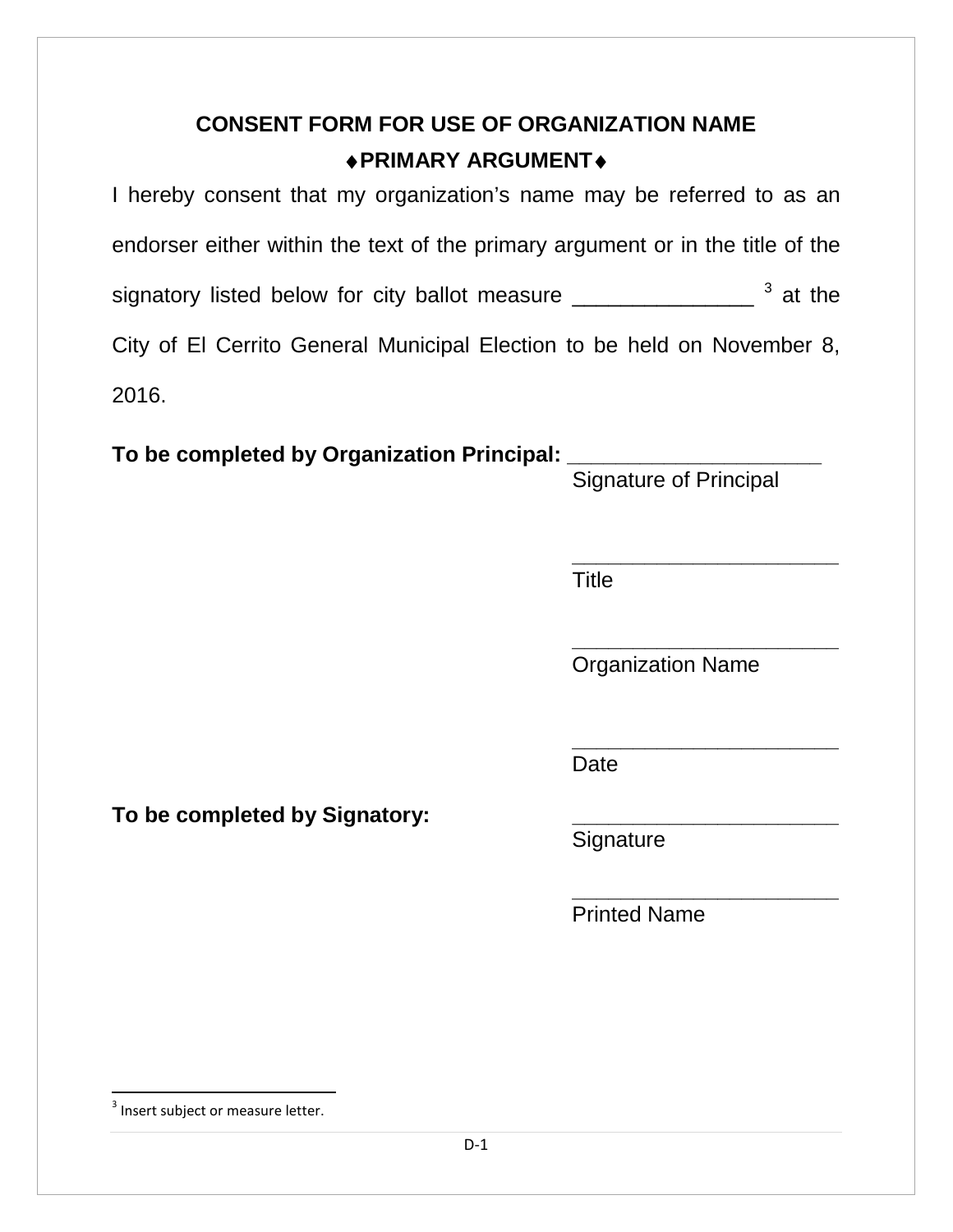## CONSENT FORM FOR USE OF ORGANIZATION NAME

### ♦PRIMARY ARGUMENT♦

I hereby consent that my organization's name may be referred to as an endorser either within the text of the primary argument or in the title of the signatory listed below for city ballot measure _______________ [3] at the City of El Cerrito General Municipal Election to be held on November 8, 2016.

**To be completed by Organization Principal:** _____________________
Signature of Principal

_______________________
Title

_______________________
Organization Name

_______________________
Date

**To be completed by Signatory:** _______________________
Signature

_______________________
Printed Name

---

[3] Insert subject or measure letter.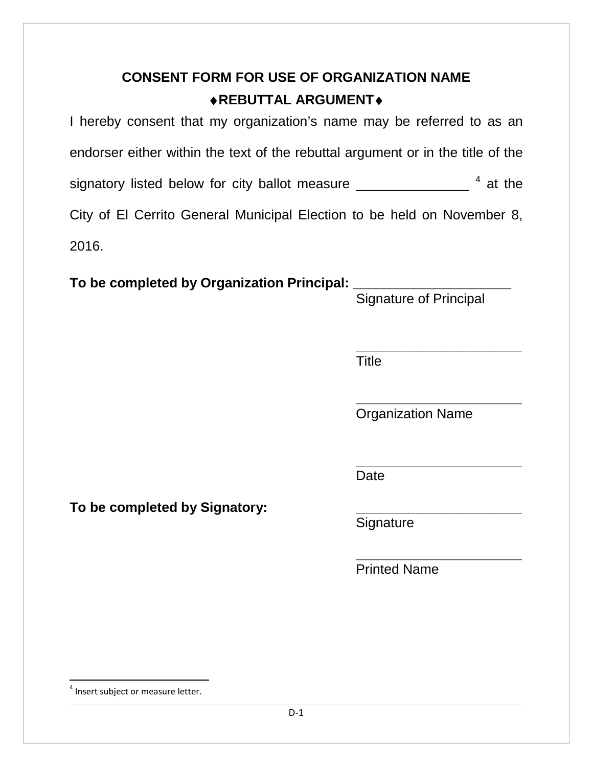# CONSENT FORM FOR USE OF ORGANIZATION NAME

## ♦REBUTTAL ARGUMENT♦

I hereby consent that my organization's name may be referred to as an endorser either within the text of the rebuttal argument or in the title of the signatory listed below for city ballot measure _______________ [4] at the City of El Cerrito General Municipal Election to be held on November 8, 2016.

**To be completed by Organization Principal:** _____________________
Signature of Principal

_______________________
Title

_______________________
Organization Name

_______________________
Date

**To be completed by Signatory:** _______________________
Signature

_______________________
Printed Name

---

[4] Insert subject or measure letter.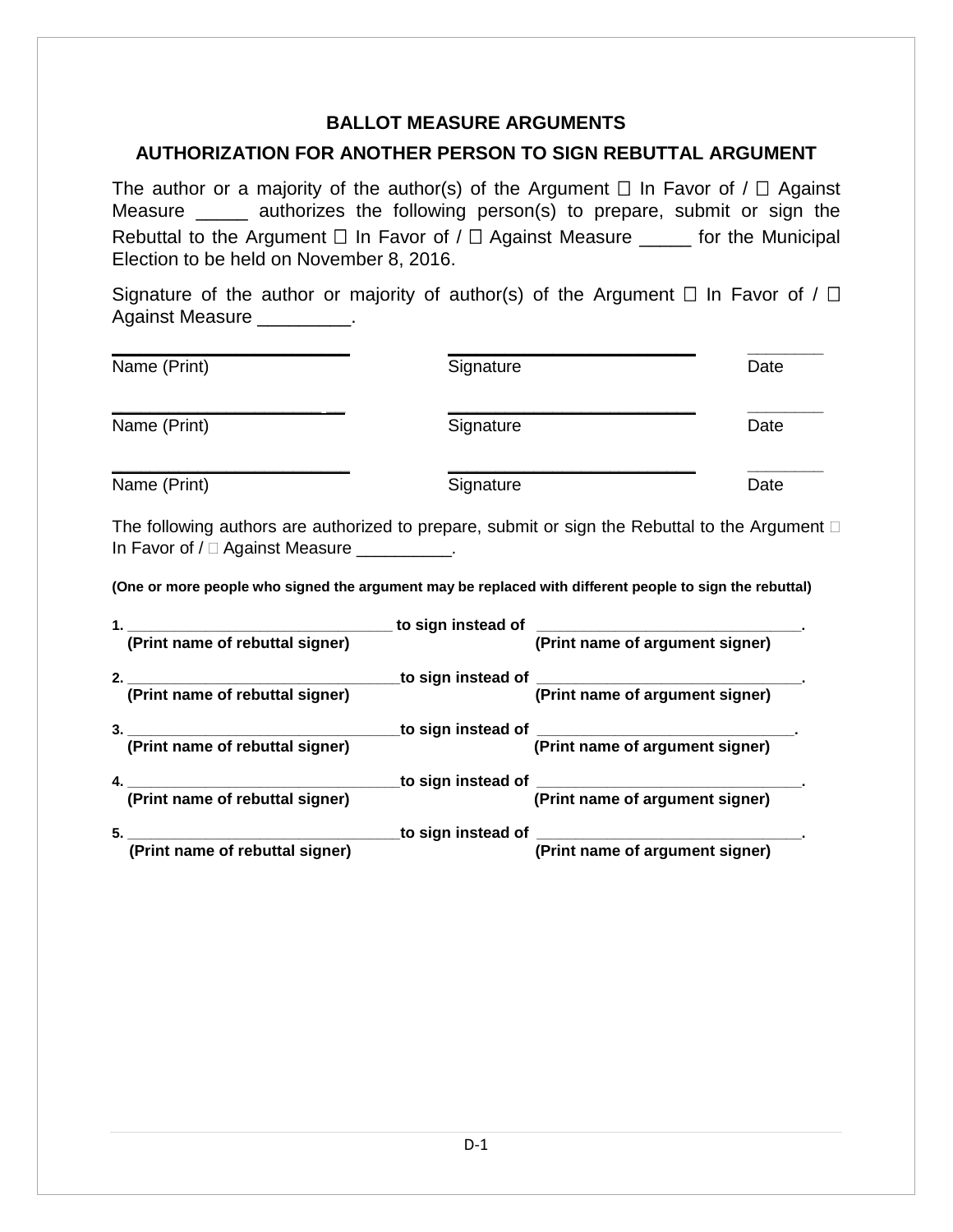# BALLOT MEASURE ARGUMENTS

## AUTHORIZATION FOR ANOTHER PERSON TO SIGN REBUTTAL ARGUMENT

The author or a majority of the author(s) of the Argument ☐ In Favor of / ☐ Against Measure _____ authorizes the following person(s) to prepare, submit or sign the Rebuttal to the Argument ☐ In Favor of / ☐ Against Measure _____ for the Municipal Election to be held on November 8, 2016.

Signature of the author or majority of author(s) of the Argument ☐ In Favor of / ☐ Against Measure _________.

| | | |
|---|---|---|
| ________________________ | ________________________ | ________ |
| Name (Print) | Signature | Date |
| ________________________ | ________________________ | ________ |
| Name (Print) | Signature | Date |
| ________________________ | ________________________ | ________ |
| Name (Print) | Signature | Date |

The following authors are authorized to prepare, submit or sign the Rebuttal to the Argument ☐ In Favor of / ☐ Against Measure __________.

**(One or more people who signed the argument may be replaced with different people to sign the rebuttal)**

**1.** ______________________________ **to sign instead of** ______________________________.
**(Print name of rebuttal signer)** **(Print name of argument signer)**

**2.** ______________________________ **to sign instead of** ______________________________.
**(Print name of rebuttal signer)** **(Print name of argument signer)**

**3.** ______________________________ **to sign instead of** ______________________________.
**(Print name of rebuttal signer)** **(Print name of argument signer)**

**4.** ______________________________ **to sign instead of** ______________________________.
**(Print name of rebuttal signer)** **(Print name of argument signer)**

**5.** ______________________________ **to sign instead of** ______________________________.
**(Print name of rebuttal signer)** **(Print name of argument signer)**